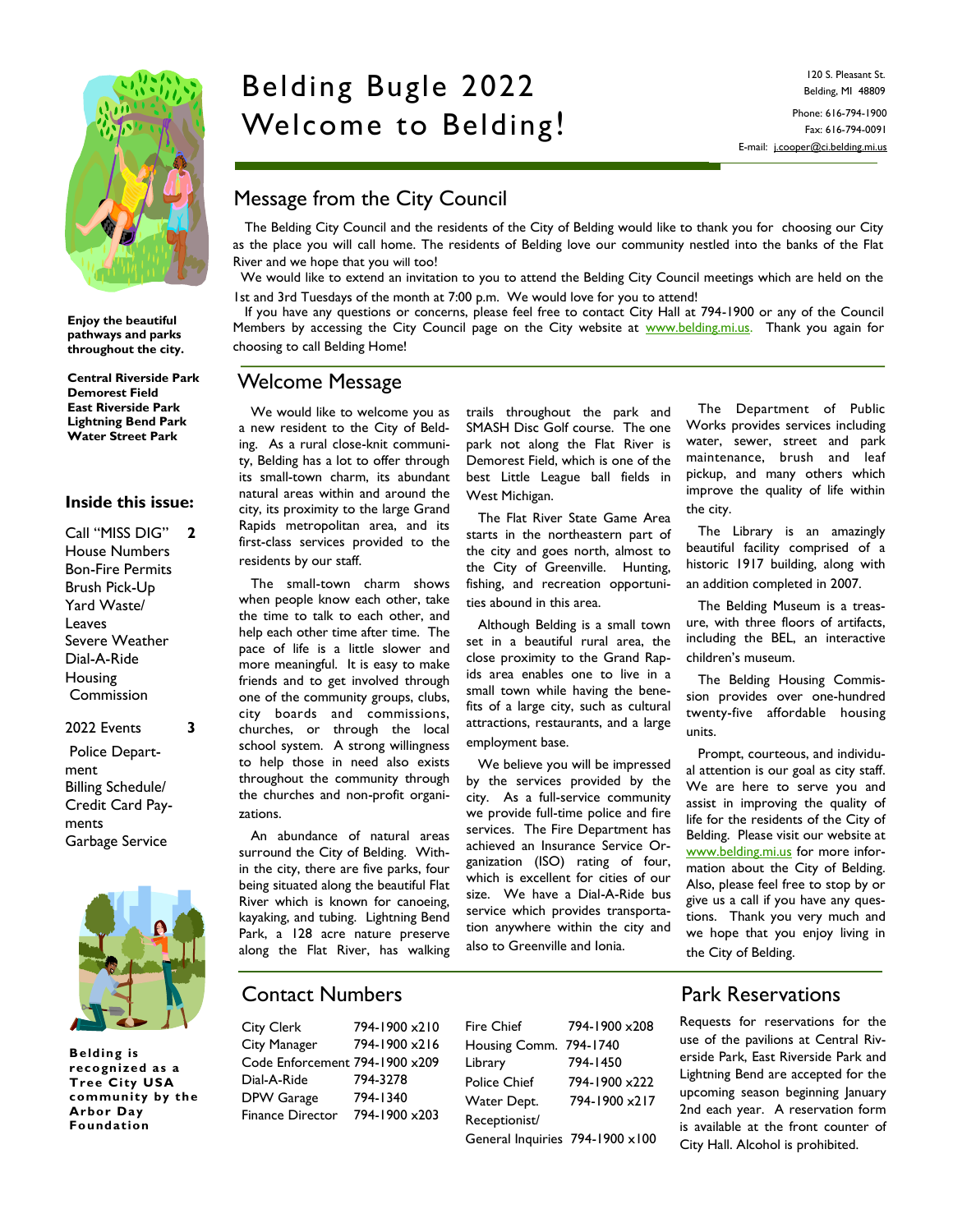# Belding Bugle 2022
# Welcome to Belding!

120 S. Pleasant St.
Belding, MI 48809

Phone: 616-794-1900
Fax: 616-794-0091
E-mail: j.cooper@ci.belding.mi.us

**Enjoy the beautiful pathways and parks throughout the city.**

**Central Riverside Park**
**Demorest Field**
**East Riverside Park**
**Lightning Bend Park**
**Water Street Park**

### Inside this issue:

| | |
|---|---|
| Call "MISS DIG" | 2 |
| House Numbers | |
| Bon-Fire Permits | |
| Brush Pick-Up | |
| Yard Waste/ Leaves | |
| Severe Weather | |
| Dial-A-Ride | |
| Housing Commission | |
| 2022 Events | 3 |
| Police Department | |
| Billing Schedule/ Credit Card Payments | |
| Garbage Service | |

**Belding is recognized as a Tree City USA community by the Arbor Day Foundation**

## Message from the City Council

The Belding City Council and the residents of the City of Belding would like to thank you for choosing our City as the place you will call home. The residents of Belding love our community nestled into the banks of the Flat River and we hope that you will too!

We would like to extend an invitation to you to attend the Belding City Council meetings which are held on the 1st and 3rd Tuesdays of the month at 7:00 p.m. We would love for you to attend!

If you have any questions or concerns, please feel free to contact City Hall at 794-1900 or any of the Council Members by accessing the City Council page on the City website at www.belding.mi.us. Thank you again for choosing to call Belding Home!

## Welcome Message

We would like to welcome you as a new resident to the City of Belding. As a rural close-knit community, Belding has a lot to offer through its small-town charm, its abundant natural areas within and around the city, its proximity to the large Grand Rapids metropolitan area, and its first-class services provided to the residents by our staff.

The small-town charm shows when people know each other, take the time to talk to each other, and help each other time after time. The pace of life is a little slower and more meaningful. It is easy to make friends and to get involved through one of the community groups, clubs, city boards and commissions, churches, or through the local school system. A strong willingness to help those in need also exists throughout the community through the churches and non-profit organizations.

An abundance of natural areas surround the City of Belding. Within the city, there are five parks, four being situated along the beautiful Flat River which is known for canoeing, kayaking, and tubing. Lightning Bend Park, a 128 acre nature preserve along the Flat River, has walking trails throughout the park and SMASH Disc Golf course. The one park not along the Flat River is Demorest Field, which is one of the best Little League ball fields in West Michigan.

The Flat River State Game Area starts in the northeastern part of the city and goes north, almost to the City of Greenville. Hunting, fishing, and recreation opportunities abound in this area.

Although Belding is a small town set in a beautiful rural area, the close proximity to the Grand Rapids area enables one to live in a small town while having the benefits of a large city, such as cultural attractions, restaurants, and a large employment base.

We believe you will be impressed by the services provided by the city. As a full-service community we provide full-time police and fire services. The Fire Department has achieved an Insurance Service Organization (ISO) rating of four, which is excellent for cities of our size. We have a Dial-A-Ride bus service which provides transportation anywhere within the city and also to Greenville and Ionia.

The Department of Public Works provides services including water, sewer, street and park maintenance, brush and leaf pickup, and many others which improve the quality of life within the city.

The Library is an amazingly beautiful facility comprised of a historic 1917 building, along with an addition completed in 2007.

The Belding Museum is a treasure, with three floors of artifacts, including the BEL, an interactive children's museum.

The Belding Housing Commission provides over one-hundred twenty-five affordable housing units.

Prompt, courteous, and individual attention is our goal as city staff. We are here to serve you and assist in improving the quality of life for the residents of the City of Belding. Please visit our website at www.belding.mi.us for more information about the City of Belding. Also, please feel free to stop by or give us a call if you have any questions. Thank you very much and we hope that you enjoy living in the City of Belding.

## Contact Numbers

| | |
|---|---|
| City Clerk | 794-1900 x210 |
| City Manager | 794-1900 x216 |
| Code Enforcement | 794-1900 x209 |
| Dial-A-Ride | 794-3278 |
| DPW Garage | 794-1340 |
| Finance Director | 794-1900 x203 |
| Fire Chief | 794-1900 x208 |
| Housing Comm. | 794-1740 |
| Library | 794-1450 |
| Police Chief | 794-1900 x222 |
| Water Dept. | 794-1900 x217 |
| Receptionist/ General Inquiries | 794-1900 x100 |

## Park Reservations

Requests for reservations for the use of the pavilions at Central Riverside Park, East Riverside Park and Lightning Bend are accepted for the upcoming season beginning January 2nd each year. A reservation form is available at the front counter of City Hall. Alcohol is prohibited.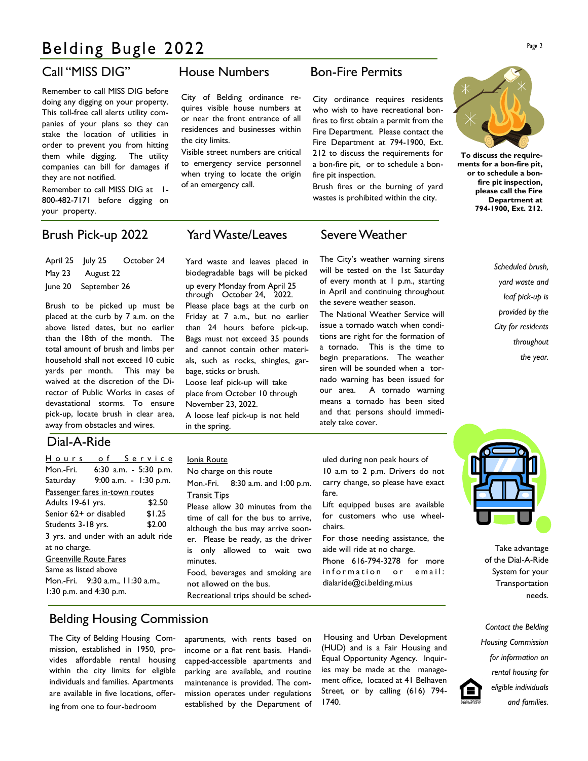# Belding Bugle 2022

## Call "MISS DIG"

Remember to call MISS DIG before doing any digging on your property. This toll-free call alerts utility companies of your plans so they can stake the location of utilities in order to prevent you from hitting them while digging. The utility companies can bill for damages if they are not notified.

Remember to call MISS DIG at 1-800-482-7171 before digging on your property.

## House Numbers

City of Belding ordinance requires visible house numbers at or near the front entrance of all residences and businesses within the city limits.

Visible street numbers are critical to emergency service personnel when trying to locate the origin of an emergency call.

## Bon-Fire Permits

City ordinance requires residents who wish to have recreational bonfires to first obtain a permit from the Fire Department. Please contact the Fire Department at 794-1900, Ext. 212 to discuss the requirements for a bon-fire pit, or to schedule a bonfire pit inspection.

Brush fires or the burning of yard wastes is prohibited within the city.

**To discuss the requirements for a bon-fire pit, or to schedule a bon-fire pit inspection, please call the Fire Department at 794-1900, Ext. 212.**

## Brush Pick-up 2022

April 25 July 25 October 24
May 23 August 22
June 20 September 26

Brush to be picked up must be placed at the curb by 7 a.m. on the above listed dates, but no earlier than the 18th of the month. The total amount of brush and limbs per household shall not exceed 10 cubic yards per month. This may be waived at the discretion of the Director of Public Works in cases of devastational storms. To ensure pick-up, locate brush in clear area, away from obstacles and wires.

## Yard Waste/Leaves

Yard waste and leaves placed in biodegradable bags will be picked up every Monday from April 25 through October 24, 2022. Please place bags at the curb on Friday at 7 a.m., but no earlier than 24 hours before pick-up. Bags must not exceed 35 pounds and cannot contain other materials, such as rocks, shingles, garbage, sticks or brush.

Loose leaf pick-up will take place from October 10 through November 23, 2022.

A loose leaf pick-up is not held in the spring.

## Severe Weather

The City's weather warning sirens will be tested on the 1st Saturday of every month at 1 p.m., starting in April and continuing throughout the severe weather season.

The National Weather Service will issue a tornado watch when conditions are right for the formation of a tornado. This is the time to begin preparations. The weather siren will be sounded when a tornado warning has been issued for our area. A tornado warning means a tornado has been sited and that persons should immediately take cover.

*Scheduled brush, yard waste and leaf pick-up is provided by the City for residents throughout the year.*

## Dial-A-Ride

Hours of Service

| | |
|---|---|
| Mon.-Fri. | 6:30 a.m. - 5:30 p.m. |
| Saturday | 9:00 a.m. - 1:30 p.m. |

Passenger fares in-town routes

| | |
|---|---|
| Adults 19-61 yrs. | $2.50 |
| Senior 62+ or disabled | $1.25 |
| Students 3-18 yrs. | $2.00 |

3 yrs. and under with an adult ride at no charge.

Greenville Route Fares

Same as listed above

Mon.-Fri. 9:30 a.m., 11:30 a.m., 1:30 p.m. and 4:30 p.m.

Ionia Route

No charge on this route

Mon.-Fri. 8:30 a.m. and 1:00 p.m.

Transit Tips

Please allow 30 minutes from the time of call for the bus to arrive, although the bus may arrive sooner. Please be ready, as the driver is only allowed to wait two minutes.

Food, beverages and smoking are not allowed on the bus.

Recreational trips should be scheduled during non peak hours of 10 a.m to 2 p.m. Drivers do not carry change, so please have exact fare.

Lift equipped buses are available for customers who use wheelchairs.

For those needing assistance, the aide will ride at no charge.

Phone 616-794-3278 for more information or email: dialaride@ci.belding.mi.us

Take advantage of the Dial-A-Ride System for your Transportation needs.

## Belding Housing Commission

The City of Belding Housing Commission, established in 1950, provides affordable rental housing within the city limits for eligible individuals and families. Apartments are available in five locations, offering from one to four-bedroom apartments, with rents based on income or a flat rent basis. Handicapped-accessible apartments and parking are available, and routine maintenance is provided. The commission operates under regulations established by the Department of Housing and Urban Development (HUD) and is a Fair Housing and Equal Opportunity Agency. Inquiries may be made at the management office, located at 41 Belhaven Street, or by calling (616) 794-1740.

*Contact the Belding Housing Commission for information on rental housing for eligible individuals and families.*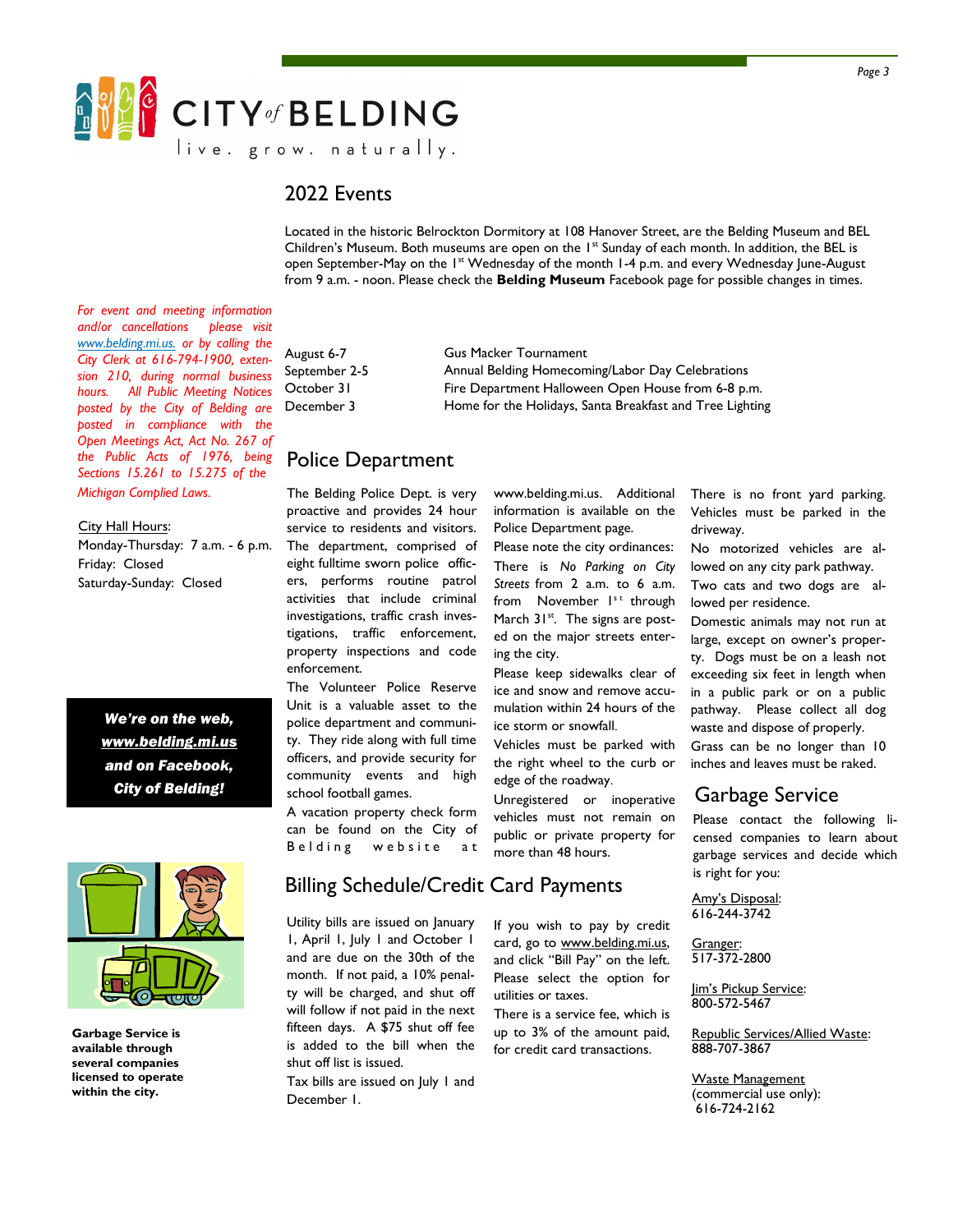CITY of BELDING

live. grow. naturally.

## 2022 Events

Located in the historic Belrockton Dormitory at 108 Hanover Street, are the Belding Museum and BEL Children's Museum. Both museums are open on the 1st Sunday of each month. In addition, the BEL is open September-May on the 1st Wednesday of the month 1-4 p.m. and every Wednesday June-August from 9 a.m. - noon. Please check the **Belding Museum** Facebook page for possible changes in times.

*For event and meeting information and/or cancellations please visit www.belding.mi.us. or by calling the City Clerk at 616-794-1900, extension 210, during normal business hours. All Public Meeting Notices posted by the City of Belding are posted in compliance with the Open Meetings Act, Act No. 267 of the Public Acts of 1976, being Sections 15.261 to 15.275 of the Michigan Complied Laws.*

| | |
|---|---|
| August 6-7 | Gus Macker Tournament |
| September 2-5 | Annual Belding Homecoming/Labor Day Celebrations |
| October 31 | Fire Department Halloween Open House from 6-8 p.m. |
| December 3 | Home for the Holidays, Santa Breakfast and Tree Lighting |

City Hall Hours:
Monday-Thursday: 7 a.m. - 6 p.m.
Friday: Closed
Saturday-Sunday: Closed

***We're on the web, www.belding.mi.us and on Facebook, City of Belding!***

## Police Department

The Belding Police Dept. is very proactive and provides 24 hour service to residents and visitors. The department, comprised of eight fulltime sworn police officers, performs routine patrol activities that include criminal investigations, traffic crash investigations, traffic enforcement, property inspections and code enforcement.

The Volunteer Police Reserve Unit is a valuable asset to the police department and community. They ride along with full time officers, and provide security for community events and high school football games.

A vacation property check form can be found on the City of Belding website at www.belding.mi.us. Additional information is available on the Police Department page.

Please note the city ordinances:

There is *No Parking on City Streets* from 2 a.m. to 6 a.m. from November 1st through March 31st. The signs are posted on the major streets entering the city.

Please keep sidewalks clear of ice and snow and remove accumulation within 24 hours of the ice storm or snowfall.

Vehicles must be parked with the right wheel to the curb or edge of the roadway.

Unregistered or inoperative vehicles must not remain on public or private property for more than 48 hours.

There is no front yard parking. Vehicles must be parked in the driveway.

No motorized vehicles are allowed on any city park pathway.

Two cats and two dogs are allowed per residence.

Domestic animals may not run at large, except on owner's property. Dogs must be on a leash not exceeding six feet in length when in a public park or on a public pathway. Please collect all dog waste and dispose of properly.

Grass can be no longer than 10 inches and leaves must be raked.

## Billing Schedule/Credit Card Payments

Utility bills are issued on January 1, April 1, July 1 and October 1 and are due on the 30th of the month. If not paid, a 10% penalty will be charged, and shut off will follow if not paid in the next fifteen days. A $75 shut off fee is added to the bill when the shut off list is issued.

Tax bills are issued on July 1 and December 1.

If you wish to pay by credit card, go to www.belding.mi.us, and click "Bill Pay" on the left. Please select the option for utilities or taxes.

There is a service fee, which is up to 3% of the amount paid, for credit card transactions.

## Garbage Service

Please contact the following licensed companies to learn about garbage services and decide which is right for you:

Amy's Disposal:
616-244-3742

Granger:
517-372-2800

Jim's Pickup Service:
800-572-5467

Republic Services/Allied Waste:
888-707-3867

Waste Management
(commercial use only):
616-724-2162

**Garbage Service is available through several companies licensed to operate within the city.**